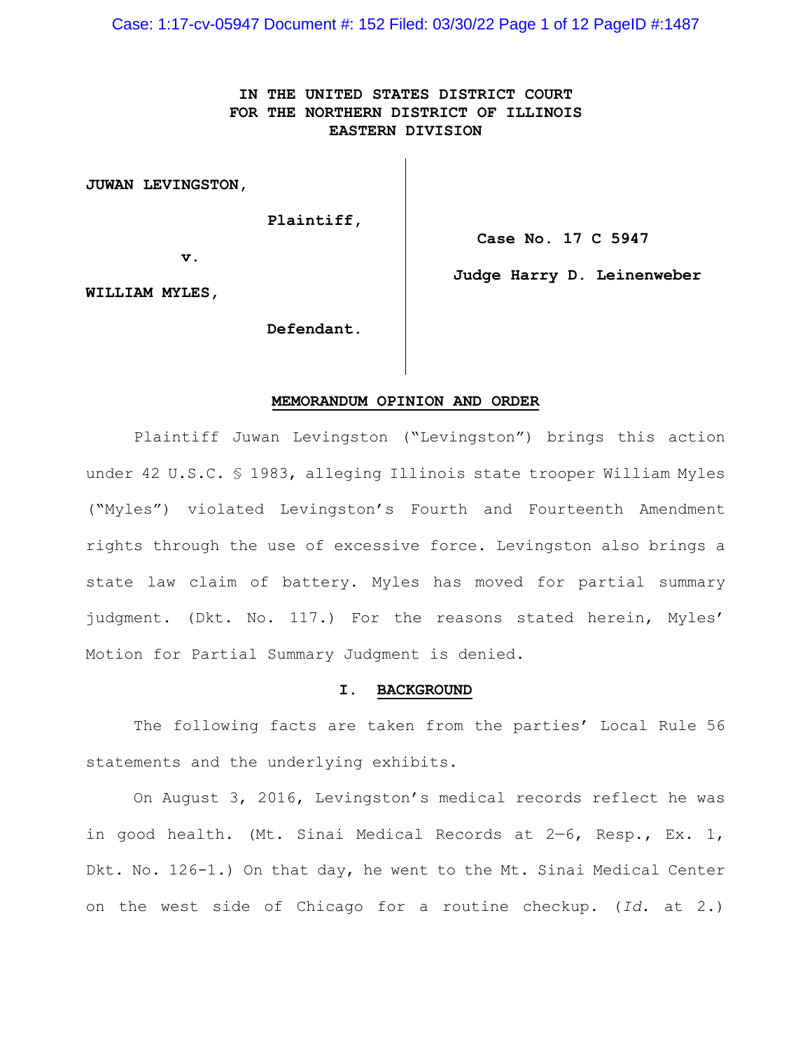**IN THE UNITED STATES DISTRICT COURT**
**FOR THE NORTHERN DISTRICT OF ILLINOIS**
**EASTERN DIVISION**

**JUWAN LEVINGSTON,**

**Plaintiff,**

**v.**

**WILLIAM MYLES,**

**Defendant.**

**Case No. 17 C 5947**

**Judge Harry D. Leinenweber**

**MEMORANDUM OPINION AND ORDER**

Plaintiff Juwan Levingston ("Levingston") brings this action under 42 U.S.C. § 1983, alleging Illinois state trooper William Myles ("Myles") violated Levingston's Fourth and Fourteenth Amendment rights through the use of excessive force. Levingston also brings a state law claim of battery. Myles has moved for partial summary judgment. (Dkt. No. 117.) For the reasons stated herein, Myles' Motion for Partial Summary Judgment is denied.

## I. BACKGROUND

The following facts are taken from the parties' Local Rule 56 statements and the underlying exhibits.

On August 3, 2016, Levingston's medical records reflect he was in good health. (Mt. Sinai Medical Records at 2—6, Resp., Ex. 1, Dkt. No. 126-1.) On that day, he went to the Mt. Sinai Medical Center on the west side of Chicago for a routine checkup. (*Id.* at 2.)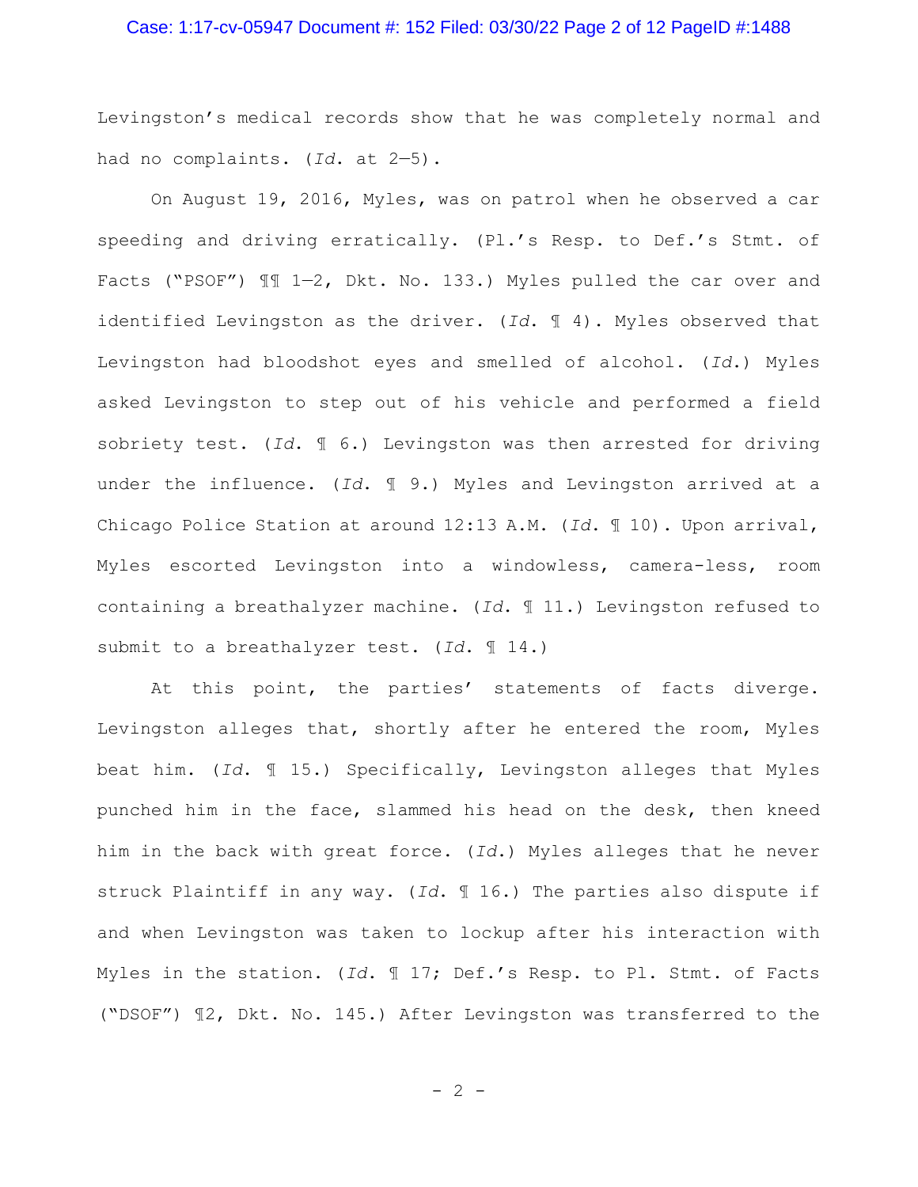Levingston's medical records show that he was completely normal and had no complaints. (*Id.* at 2—5).

On August 19, 2016, Myles, was on patrol when he observed a car speeding and driving erratically. (Pl.'s Resp. to Def.'s Stmt. of Facts ("PSOF") ¶¶ 1—2, Dkt. No. 133.) Myles pulled the car over and identified Levingston as the driver. (*Id.* ¶ 4). Myles observed that Levingston had bloodshot eyes and smelled of alcohol. (*Id.*) Myles asked Levingston to step out of his vehicle and performed a field sobriety test. (*Id.* ¶ 6.) Levingston was then arrested for driving under the influence. (*Id.* ¶ 9.) Myles and Levingston arrived at a Chicago Police Station at around 12:13 A.M. (*Id.* ¶ 10). Upon arrival, Myles escorted Levingston into a windowless, camera-less, room containing a breathalyzer machine. (*Id.* ¶ 11.) Levingston refused to submit to a breathalyzer test. (*Id.* ¶ 14.)

At this point, the parties' statements of facts diverge. Levingston alleges that, shortly after he entered the room, Myles beat him. (*Id.* ¶ 15.) Specifically, Levingston alleges that Myles punched him in the face, slammed his head on the desk, then kneed him in the back with great force. (*Id.*) Myles alleges that he never struck Plaintiff in any way. (*Id.* ¶ 16.) The parties also dispute if and when Levingston was taken to lockup after his interaction with Myles in the station. (*Id.* ¶ 17; Def.'s Resp. to Pl. Stmt. of Facts ("DSOF") ¶2, Dkt. No. 145.) After Levingston was transferred to the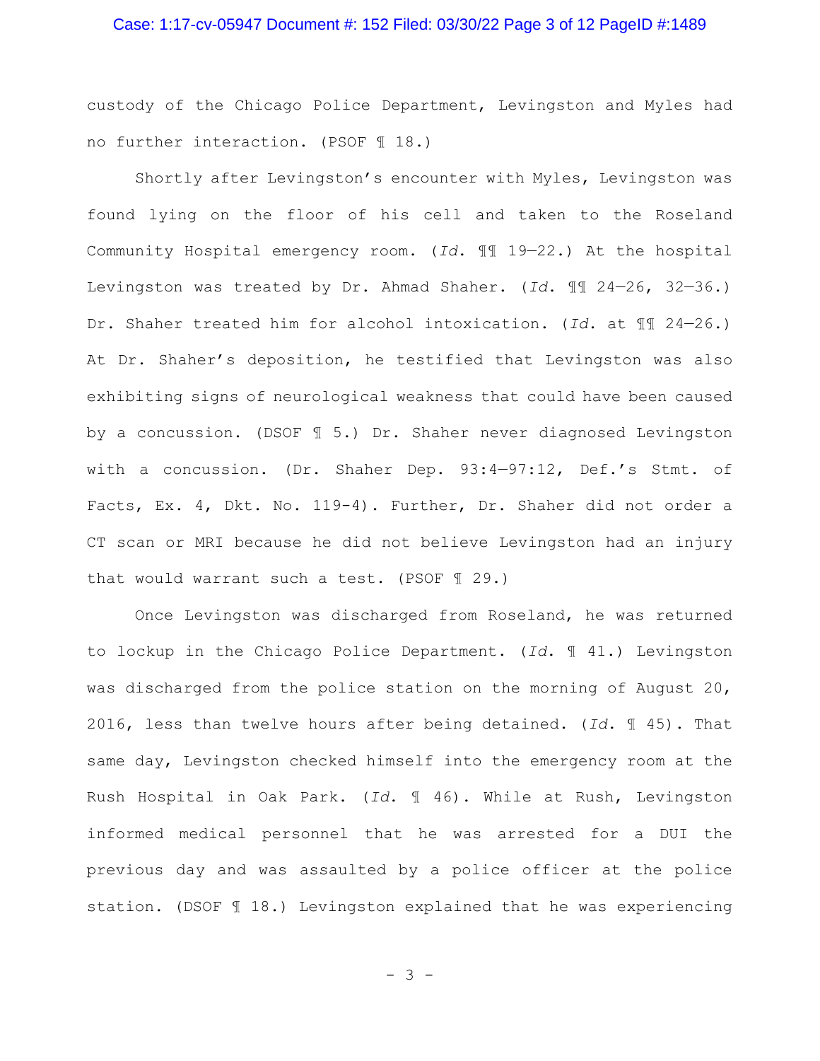custody of the Chicago Police Department, Levingston and Myles had no further interaction. (PSOF ¶ 18.)

Shortly after Levingston's encounter with Myles, Levingston was found lying on the floor of his cell and taken to the Roseland Community Hospital emergency room. (*Id.* ¶¶ 19—22.) At the hospital Levingston was treated by Dr. Ahmad Shaher. (*Id.* ¶¶ 24—26, 32—36.) Dr. Shaher treated him for alcohol intoxication. (*Id.* at ¶¶ 24—26.) At Dr. Shaher's deposition, he testified that Levingston was also exhibiting signs of neurological weakness that could have been caused by a concussion. (DSOF ¶ 5.) Dr. Shaher never diagnosed Levingston with a concussion. (Dr. Shaher Dep. 93:4—97:12, Def.'s Stmt. of Facts, Ex. 4, Dkt. No. 119-4). Further, Dr. Shaher did not order a CT scan or MRI because he did not believe Levingston had an injury that would warrant such a test. (PSOF ¶ 29.)

Once Levingston was discharged from Roseland, he was returned to lockup in the Chicago Police Department. (*Id.* ¶ 41.) Levingston was discharged from the police station on the morning of August 20, 2016, less than twelve hours after being detained. (*Id.* ¶ 45). That same day, Levingston checked himself into the emergency room at the Rush Hospital in Oak Park. (*Id.* ¶ 46). While at Rush, Levingston informed medical personnel that he was arrested for a DUI the previous day and was assaulted by a police officer at the police station. (DSOF ¶ 18.) Levingston explained that he was experiencing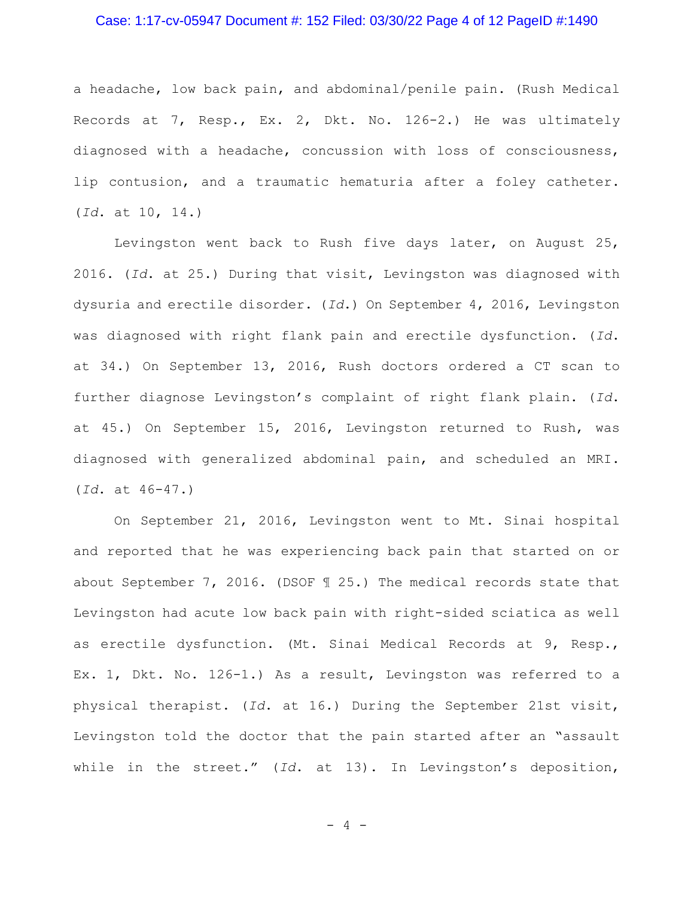a headache, low back pain, and abdominal/penile pain. (Rush Medical Records at 7, Resp., Ex. 2, Dkt. No. 126-2.) He was ultimately diagnosed with a headache, concussion with loss of consciousness, lip contusion, and a traumatic hematuria after a foley catheter. (*Id.* at 10, 14.)

Levingston went back to Rush five days later, on August 25, 2016. (*Id.* at 25.) During that visit, Levingston was diagnosed with dysuria and erectile disorder. (*Id.*) On September 4, 2016, Levingston was diagnosed with right flank pain and erectile dysfunction. (*Id.* at 34.) On September 13, 2016, Rush doctors ordered a CT scan to further diagnose Levingston's complaint of right flank plain. (*Id.* at 45.) On September 15, 2016, Levingston returned to Rush, was diagnosed with generalized abdominal pain, and scheduled an MRI. (*Id.* at 46-47.)

On September 21, 2016, Levingston went to Mt. Sinai hospital and reported that he was experiencing back pain that started on or about September 7, 2016. (DSOF ¶ 25.) The medical records state that Levingston had acute low back pain with right-sided sciatica as well as erectile dysfunction. (Mt. Sinai Medical Records at 9, Resp., Ex. 1, Dkt. No. 126-1.) As a result, Levingston was referred to a physical therapist. (*Id.* at 16.) During the September 21st visit, Levingston told the doctor that the pain started after an "assault while in the street." (*Id.* at 13). In Levingston's deposition,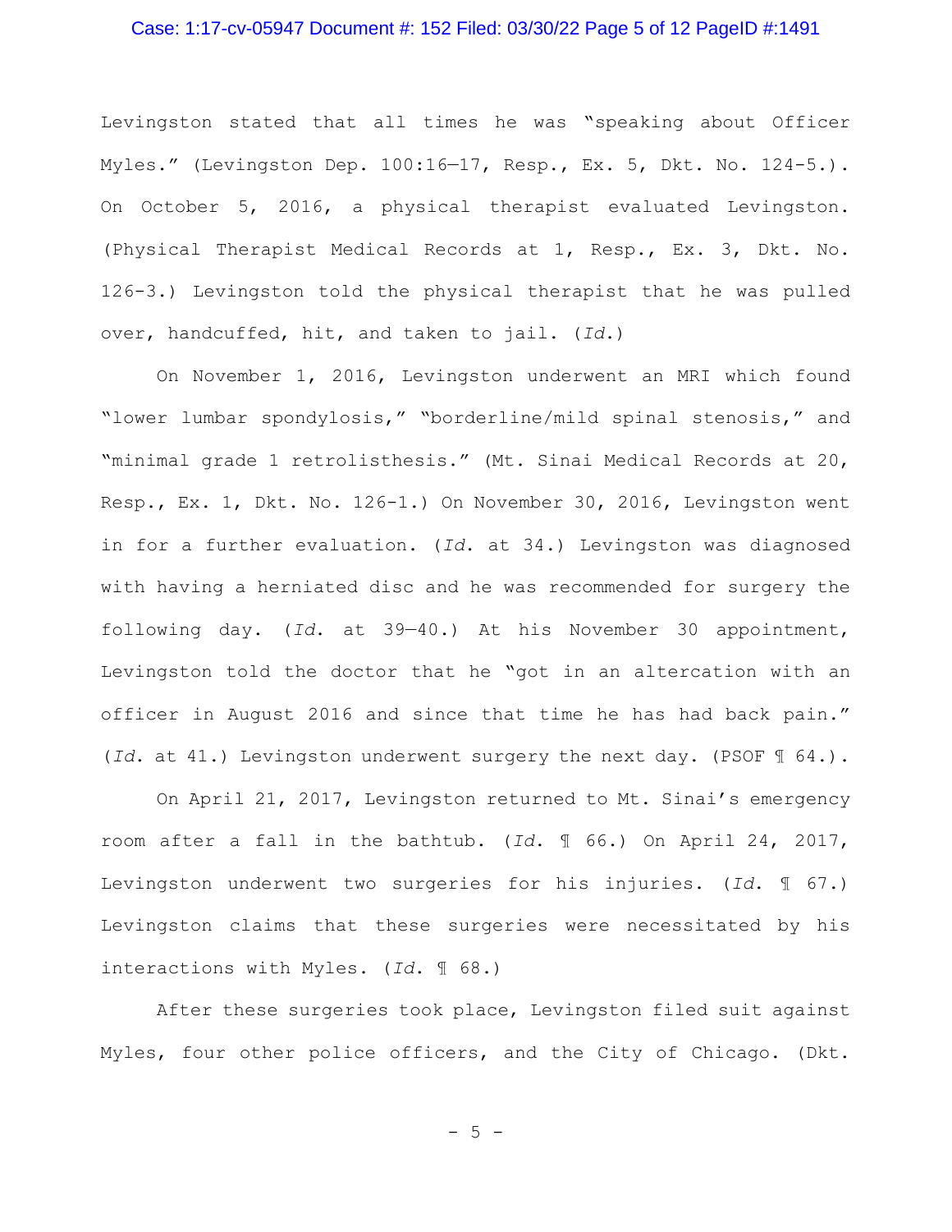Levingston stated that all times he was "speaking about Officer Myles." (Levingston Dep. 100:16–17, Resp., Ex. 5, Dkt. No. 124-5.). On October 5, 2016, a physical therapist evaluated Levingston. (Physical Therapist Medical Records at 1, Resp., Ex. 3, Dkt. No. 126-3.) Levingston told the physical therapist that he was pulled over, handcuffed, hit, and taken to jail. (*Id.*)

On November 1, 2016, Levingston underwent an MRI which found "lower lumbar spondylosis," "borderline/mild spinal stenosis," and "minimal grade 1 retrolisthesis." (Mt. Sinai Medical Records at 20, Resp., Ex. 1, Dkt. No. 126-1.) On November 30, 2016, Levingston went in for a further evaluation. (*Id.* at 34.) Levingston was diagnosed with having a herniated disc and he was recommended for surgery the following day. (*Id.* at 39–40.) At his November 30 appointment, Levingston told the doctor that he "got in an altercation with an officer in August 2016 and since that time he has had back pain." (*Id.* at 41.) Levingston underwent surgery the next day. (PSOF ¶ 64.).

On April 21, 2017, Levingston returned to Mt. Sinai's emergency room after a fall in the bathtub. (*Id.* ¶ 66.) On April 24, 2017, Levingston underwent two surgeries for his injuries. (*Id.* ¶ 67.) Levingston claims that these surgeries were necessitated by his interactions with Myles. (*Id.* ¶ 68.)

After these surgeries took place, Levingston filed suit against Myles, four other police officers, and the City of Chicago. (Dkt.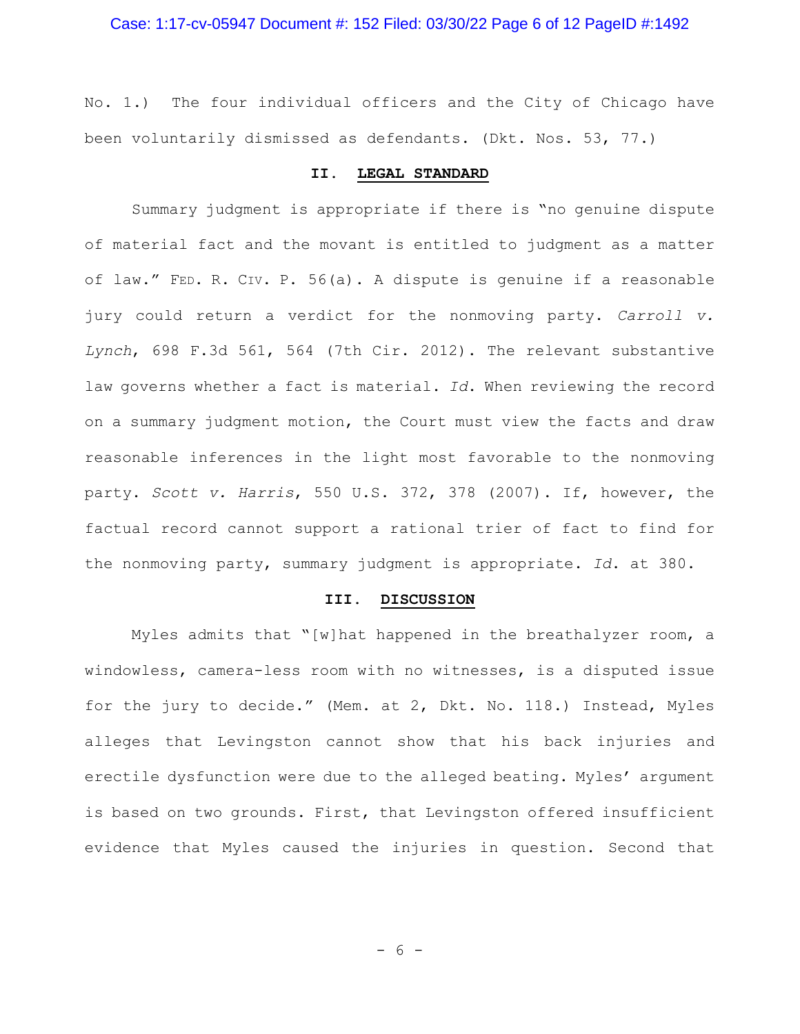No. 1.) The four individual officers and the City of Chicago have been voluntarily dismissed as defendants. (Dkt. Nos. 53, 77.)

## II. LEGAL STANDARD

Summary judgment is appropriate if there is "no genuine dispute of material fact and the movant is entitled to judgment as a matter of law." FED. R. CIV. P. 56(a). A dispute is genuine if a reasonable jury could return a verdict for the nonmoving party. *Carroll v. Lynch*, 698 F.3d 561, 564 (7th Cir. 2012). The relevant substantive law governs whether a fact is material. *Id*. When reviewing the record on a summary judgment motion, the Court must view the facts and draw reasonable inferences in the light most favorable to the nonmoving party. *Scott v. Harris*, 550 U.S. 372, 378 (2007). If, however, the factual record cannot support a rational trier of fact to find for the nonmoving party, summary judgment is appropriate. *Id*. at 380.

## III. DISCUSSION

Myles admits that "[w]hat happened in the breathalyzer room, a windowless, camera-less room with no witnesses, is a disputed issue for the jury to decide." (Mem. at 2, Dkt. No. 118.) Instead, Myles alleges that Levingston cannot show that his back injuries and erectile dysfunction were due to the alleged beating. Myles' argument is based on two grounds. First, that Levingston offered insufficient evidence that Myles caused the injuries in question. Second that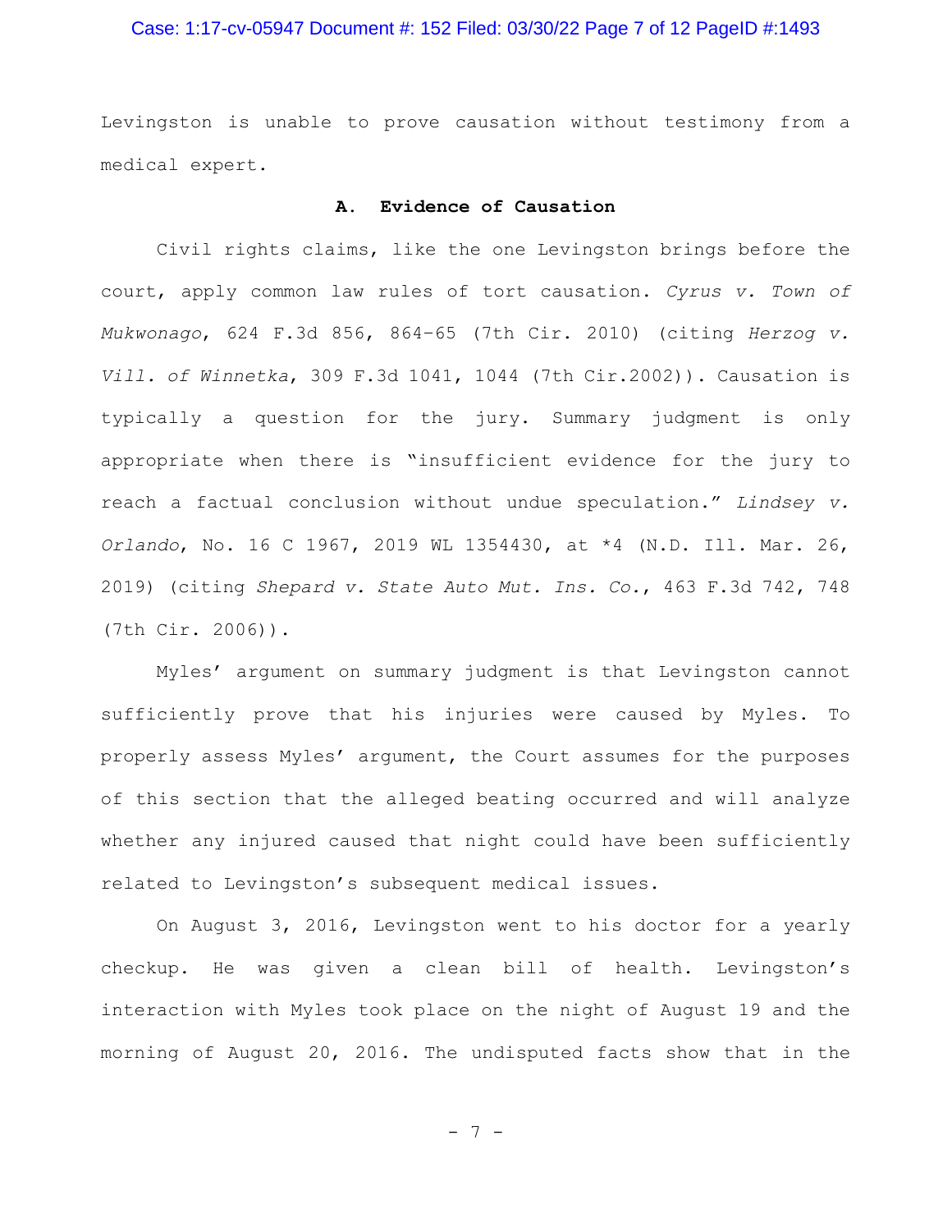Levingston is unable to prove causation without testimony from a medical expert.

### A. Evidence of Causation

Civil rights claims, like the one Levingston brings before the court, apply common law rules of tort causation. *Cyrus v. Town of Mukwonago*, 624 F.3d 856, 864–65 (7th Cir. 2010) (citing *Herzog v. Vill. of Winnetka*, 309 F.3d 1041, 1044 (7th Cir.2002)). Causation is typically a question for the jury. Summary judgment is only appropriate when there is "insufficient evidence for the jury to reach a factual conclusion without undue speculation." *Lindsey v. Orlando*, No. 16 C 1967, 2019 WL 1354430, at *4 (N.D. Ill. Mar. 26, 2019) (citing *Shepard v. State Auto Mut. Ins. Co.*, 463 F.3d 742, 748 (7th Cir. 2006)).

Myles' argument on summary judgment is that Levingston cannot sufficiently prove that his injuries were caused by Myles. To properly assess Myles' argument, the Court assumes for the purposes of this section that the alleged beating occurred and will analyze whether any injured caused that night could have been sufficiently related to Levingston's subsequent medical issues.

On August 3, 2016, Levingston went to his doctor for a yearly checkup. He was given a clean bill of health. Levingston's interaction with Myles took place on the night of August 19 and the morning of August 20, 2016. The undisputed facts show that in the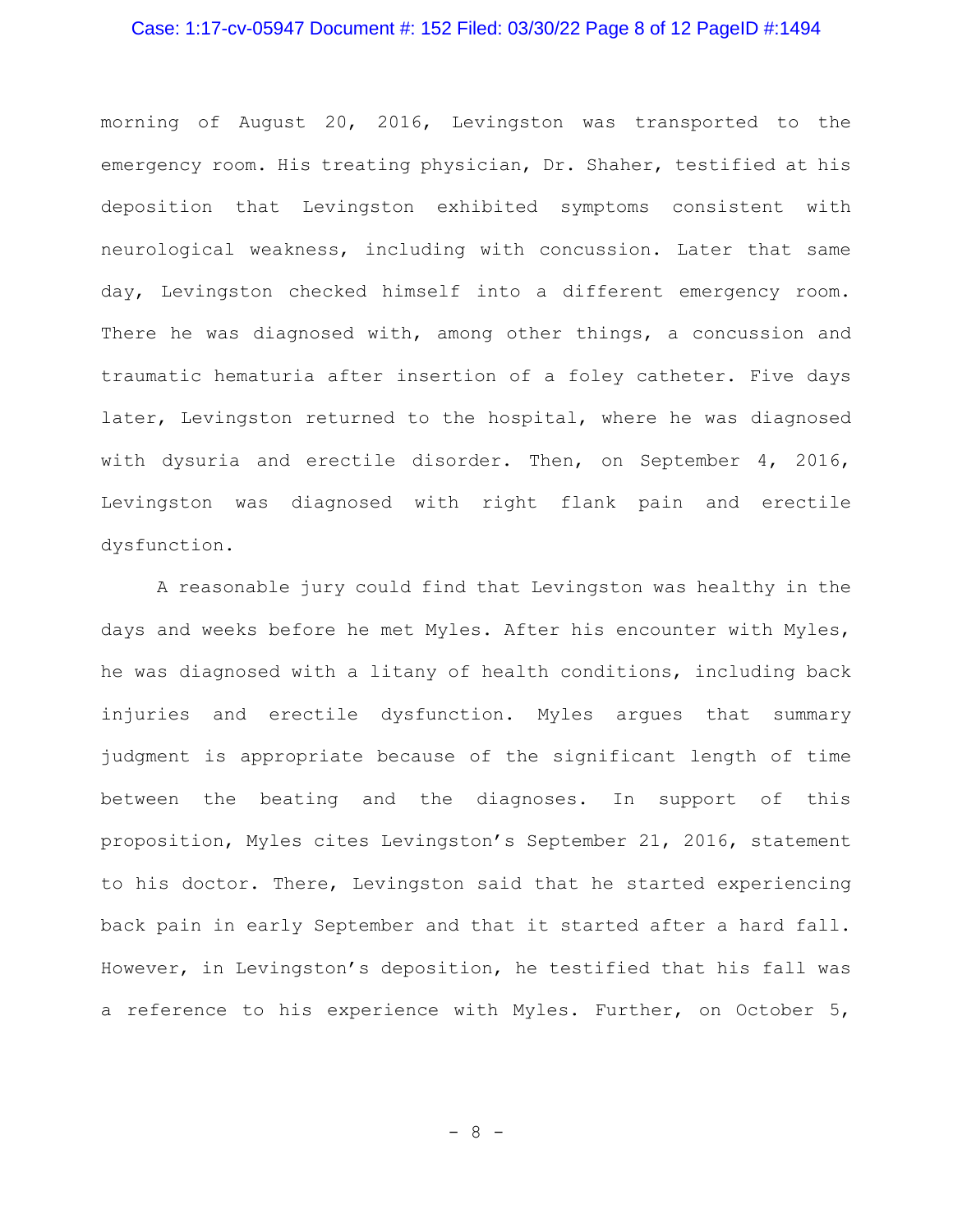morning of August 20, 2016, Levingston was transported to the emergency room. His treating physician, Dr. Shaher, testified at his deposition that Levingston exhibited symptoms consistent with neurological weakness, including with concussion. Later that same day, Levingston checked himself into a different emergency room. There he was diagnosed with, among other things, a concussion and traumatic hematuria after insertion of a foley catheter. Five days later, Levingston returned to the hospital, where he was diagnosed with dysuria and erectile disorder. Then, on September 4, 2016, Levingston was diagnosed with right flank pain and erectile dysfunction.

A reasonable jury could find that Levingston was healthy in the days and weeks before he met Myles. After his encounter with Myles, he was diagnosed with a litany of health conditions, including back injuries and erectile dysfunction. Myles argues that summary judgment is appropriate because of the significant length of time between the beating and the diagnoses. In support of this proposition, Myles cites Levingston's September 21, 2016, statement to his doctor. There, Levingston said that he started experiencing back pain in early September and that it started after a hard fall. However, in Levingston's deposition, he testified that his fall was a reference to his experience with Myles. Further, on October 5,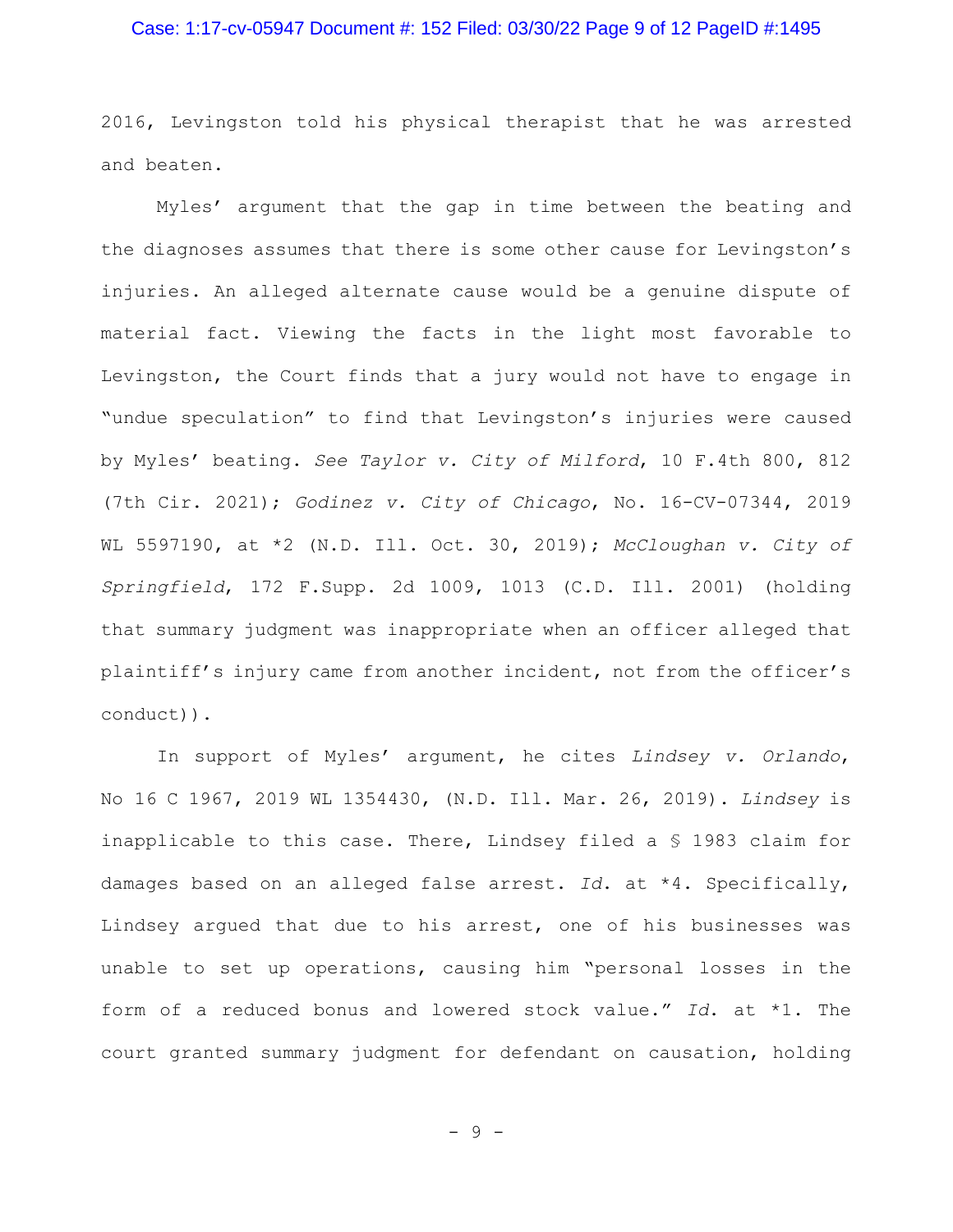2016, Levingston told his physical therapist that he was arrested and beaten.

Myles' argument that the gap in time between the beating and the diagnoses assumes that there is some other cause for Levingston's injuries. An alleged alternate cause would be a genuine dispute of material fact. Viewing the facts in the light most favorable to Levingston, the Court finds that a jury would not have to engage in "undue speculation" to find that Levingston's injuries were caused by Myles' beating. *See Taylor v. City of Milford*, 10 F.4th 800, 812 (7th Cir. 2021); *Godinez v. City of Chicago*, No. 16-CV-07344, 2019 WL 5597190, at *2 (N.D. Ill. Oct. 30, 2019); *McCloughan v. City of Springfield*, 172 F.Supp. 2d 1009, 1013 (C.D. Ill. 2001) (holding that summary judgment was inappropriate when an officer alleged that plaintiff's injury came from another incident, not from the officer's conduct)).

In support of Myles' argument, he cites *Lindsey v. Orlando*, No 16 C 1967, 2019 WL 1354430, (N.D. Ill. Mar. 26, 2019). *Lindsey* is inapplicable to this case. There, Lindsey filed a § 1983 claim for damages based on an alleged false arrest. *Id.* at *4. Specifically, Lindsey argued that due to his arrest, one of his businesses was unable to set up operations, causing him "personal losses in the form of a reduced bonus and lowered stock value." *Id.* at *1. The court granted summary judgment for defendant on causation, holding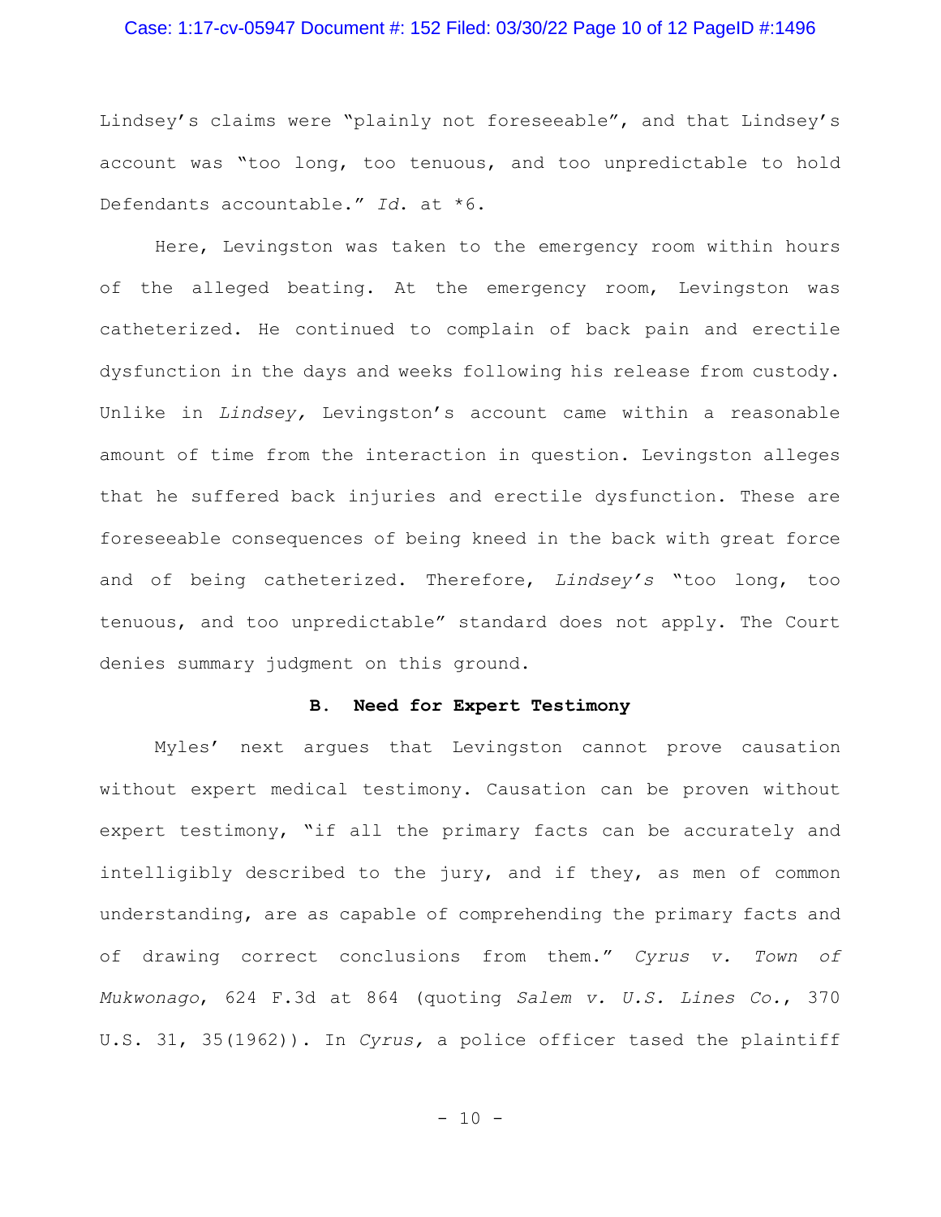Lindsey's claims were "plainly not foreseeable", and that Lindsey's account was "too long, too tenuous, and too unpredictable to hold Defendants accountable." *Id.* at *6.

Here, Levingston was taken to the emergency room within hours of the alleged beating. At the emergency room, Levingston was catheterized. He continued to complain of back pain and erectile dysfunction in the days and weeks following his release from custody. Unlike in *Lindsey,* Levingston's account came within a reasonable amount of time from the interaction in question. Levingston alleges that he suffered back injuries and erectile dysfunction. These are foreseeable consequences of being kneed in the back with great force and of being catheterized. Therefore, *Lindsey's* "too long, too tenuous, and too unpredictable" standard does not apply. The Court denies summary judgment on this ground.

### B. Need for Expert Testimony

Myles' next argues that Levingston cannot prove causation without expert medical testimony. Causation can be proven without expert testimony, "if all the primary facts can be accurately and intelligibly described to the jury, and if they, as men of common understanding, are as capable of comprehending the primary facts and of drawing correct conclusions from them." *Cyrus v. Town of Mukwonago*, 624 F.3d at 864 (quoting *Salem v. U.S. Lines Co.*, 370 U.S. 31, 35(1962)). In *Cyrus,* a police officer tased the plaintiff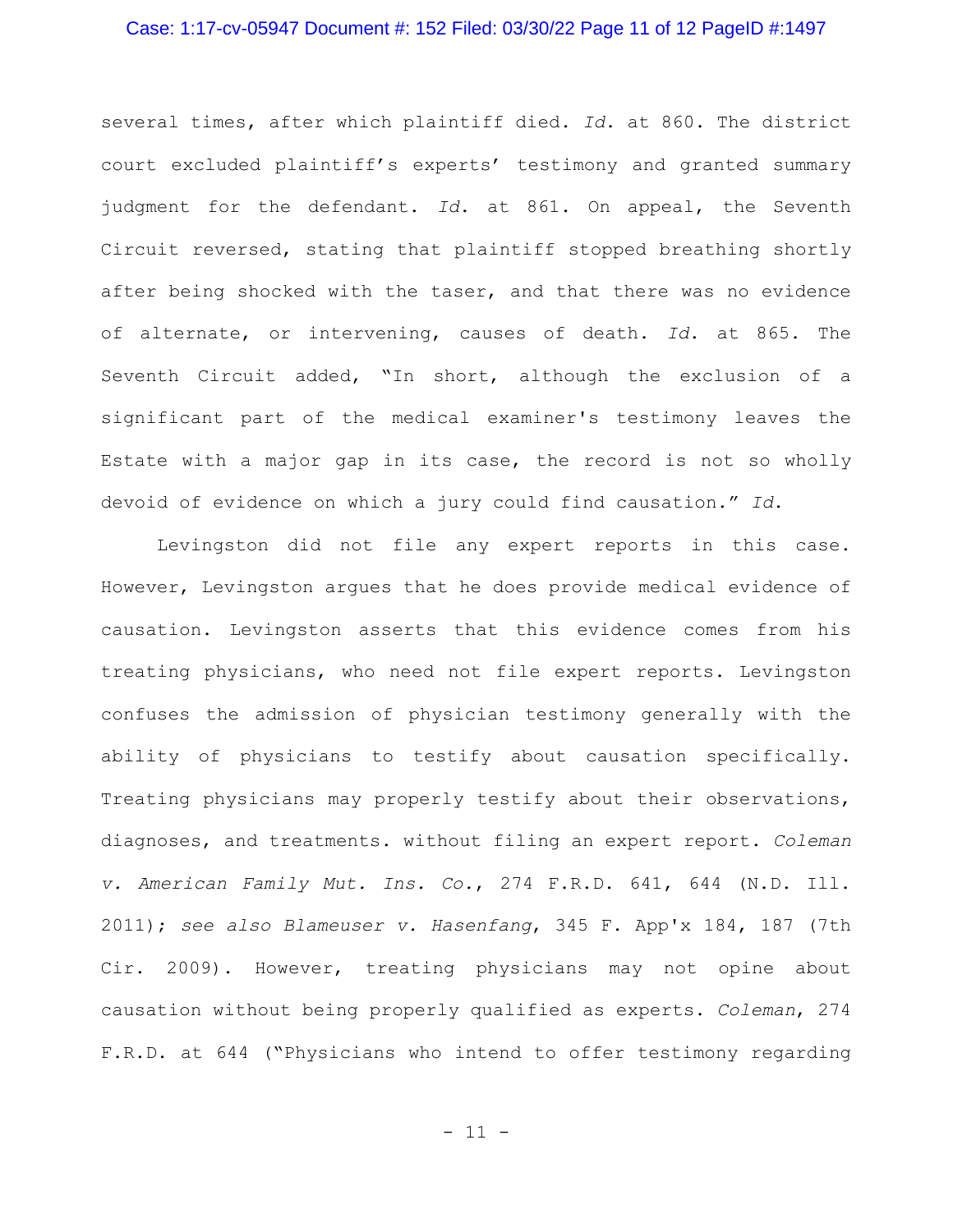several times, after which plaintiff died. *Id.* at 860. The district court excluded plaintiff's experts' testimony and granted summary judgment for the defendant. *Id.* at 861. On appeal, the Seventh Circuit reversed, stating that plaintiff stopped breathing shortly after being shocked with the taser, and that there was no evidence of alternate, or intervening, causes of death. *Id.* at 865. The Seventh Circuit added, "In short, although the exclusion of a significant part of the medical examiner's testimony leaves the Estate with a major gap in its case, the record is not so wholly devoid of evidence on which a jury could find causation." *Id.*

Levingston did not file any expert reports in this case. However, Levingston argues that he does provide medical evidence of causation. Levingston asserts that this evidence comes from his treating physicians, who need not file expert reports. Levingston confuses the admission of physician testimony generally with the ability of physicians to testify about causation specifically. Treating physicians may properly testify about their observations, diagnoses, and treatments. without filing an expert report. *Coleman v. American Family Mut. Ins. Co.*, 274 F.R.D. 641, 644 (N.D. Ill. 2011); *see also Blameuser v. Hasenfang*, 345 F. App'x 184, 187 (7th Cir. 2009). However, treating physicians may not opine about causation without being properly qualified as experts. *Coleman*, 274 F.R.D. at 644 ("Physicians who intend to offer testimony regarding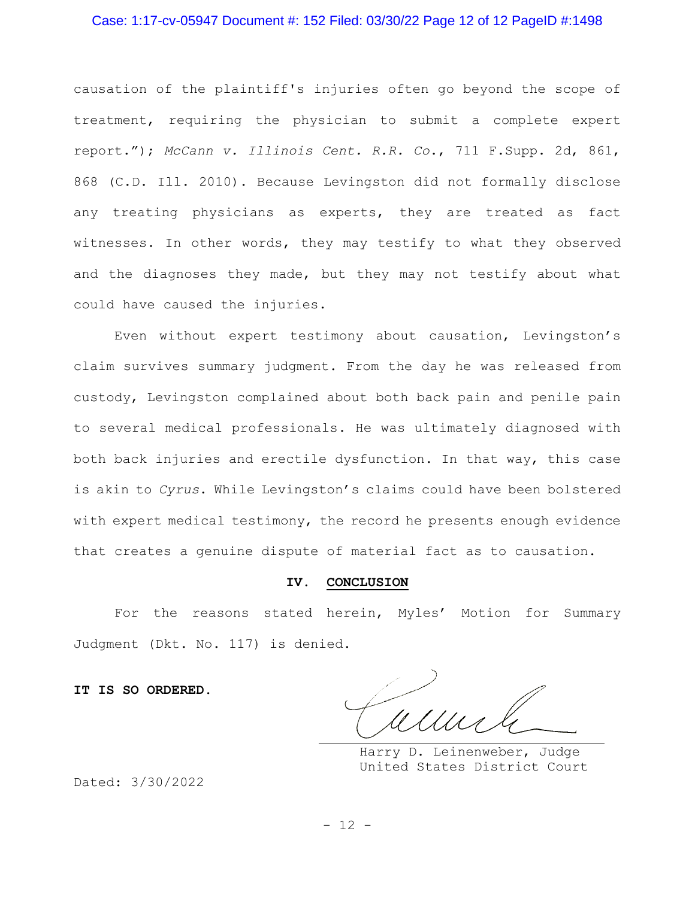causation of the plaintiff's injuries often go beyond the scope of treatment, requiring the physician to submit a complete expert report."); *McCann v. Illinois Cent. R.R. Co.*, 711 F.Supp. 2d, 861, 868 (C.D. Ill. 2010). Because Levingston did not formally disclose any treating physicians as experts, they are treated as fact witnesses. In other words, they may testify to what they observed and the diagnoses they made, but they may not testify about what could have caused the injuries.

Even without expert testimony about causation, Levingston's claim survives summary judgment. From the day he was released from custody, Levingston complained about both back pain and penile pain to several medical professionals. He was ultimately diagnosed with both back injuries and erectile dysfunction. In that way, this case is akin to *Cyrus*. While Levingston's claims could have been bolstered with expert medical testimony, the record he presents enough evidence that creates a genuine dispute of material fact as to causation.

## IV. CONCLUSION

For the reasons stated herein, Myles' Motion for Summary Judgment (Dkt. No. 117) is denied.

**IT IS SO ORDERED.**

Harry D. Leinenweber, Judge
United States District Court

Dated: 3/30/2022